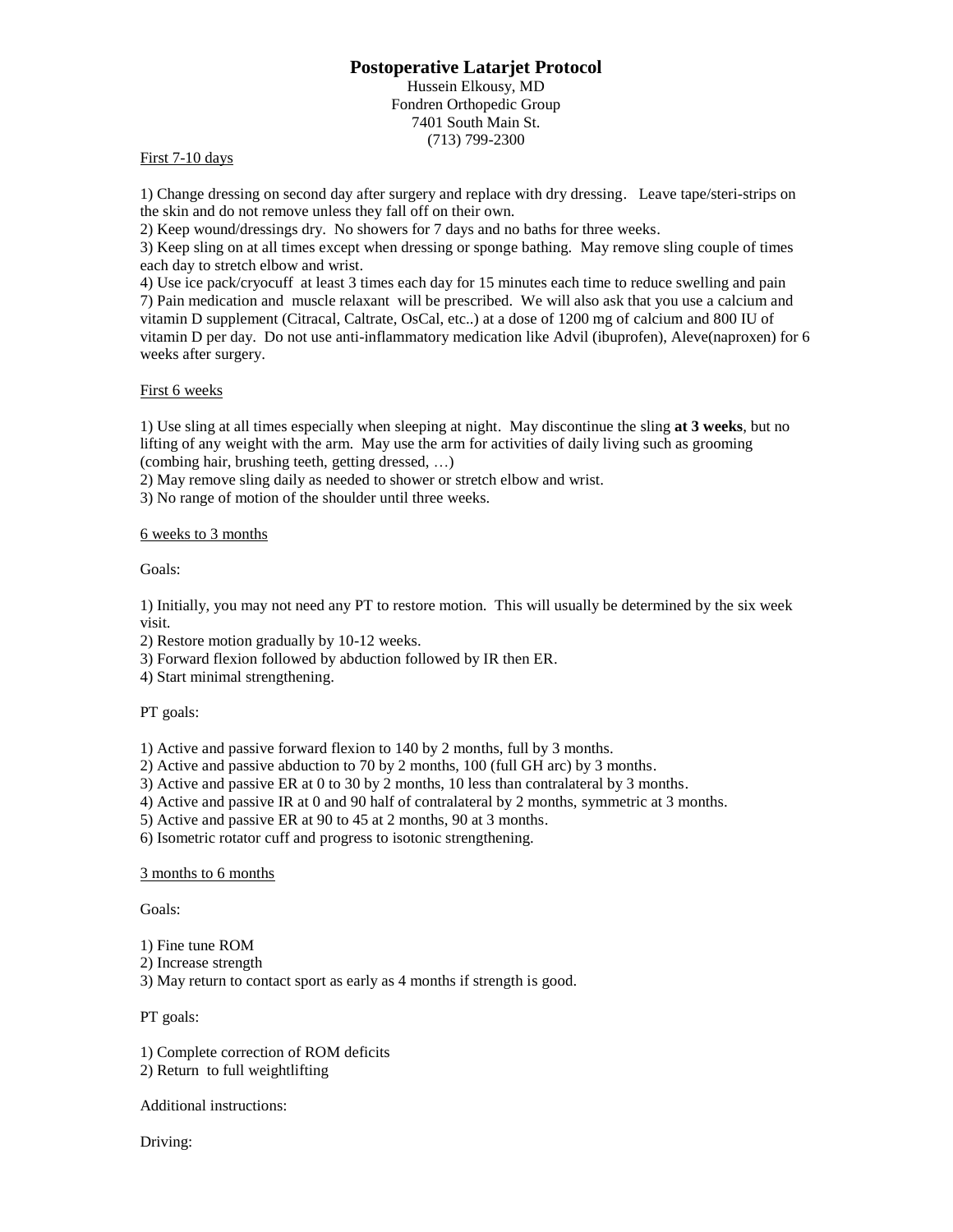# Postoperative Latarjet Protocol

Hussein Elkousy, MD
Fondren Orthopedic Group
7401 South Main St.
(713) 799-2300

First 7-10 days

1) Change dressing on second day after surgery and replace with dry dressing. Leave tape/steri-strips on the skin and do not remove unless they fall off on their own.
2) Keep wound/dressings dry. No showers for 7 days and no baths for three weeks.
3) Keep sling on at all times except when dressing or sponge bathing. May remove sling couple of times each day to stretch elbow and wrist.
4) Use ice pack/cryocuff at least 3 times each day for 15 minutes each time to reduce swelling and pain
7) Pain medication and muscle relaxant will be prescribed. We will also ask that you use a calcium and vitamin D supplement (Citracal, Caltrate, OsCal, etc..) at a dose of 1200 mg of calcium and 800 IU of vitamin D per day. Do not use anti-inflammatory medication like Advil (ibuprofen), Aleve(naproxen) for 6 weeks after surgery.

First 6 weeks

1) Use sling at all times especially when sleeping at night. May discontinue the sling **at 3 weeks**, but no lifting of any weight with the arm. May use the arm for activities of daily living such as grooming (combing hair, brushing teeth, getting dressed, …)
2) May remove sling daily as needed to shower or stretch elbow and wrist.
3) No range of motion of the shoulder until three weeks.

6 weeks to 3 months

Goals:

1) Initially, you may not need any PT to restore motion. This will usually be determined by the six week visit.
2) Restore motion gradually by 10-12 weeks.
3) Forward flexion followed by abduction followed by IR then ER.
4) Start minimal strengthening.

PT goals:

1) Active and passive forward flexion to 140 by 2 months, full by 3 months.
2) Active and passive abduction to 70 by 2 months, 100 (full GH arc) by 3 months.
3) Active and passive ER at 0 to 30 by 2 months, 10 less than contralateral by 3 months.
4) Active and passive IR at 0 and 90 half of contralateral by 2 months, symmetric at 3 months.
5) Active and passive ER at 90 to 45 at 2 months, 90 at 3 months.
6) Isometric rotator cuff and progress to isotonic strengthening.

3 months to 6 months

Goals:

1) Fine tune ROM
2) Increase strength
3) May return to contact sport as early as 4 months if strength is good.

PT goals:

1) Complete correction of ROM deficits
2) Return to full weightlifting

Additional instructions:

Driving: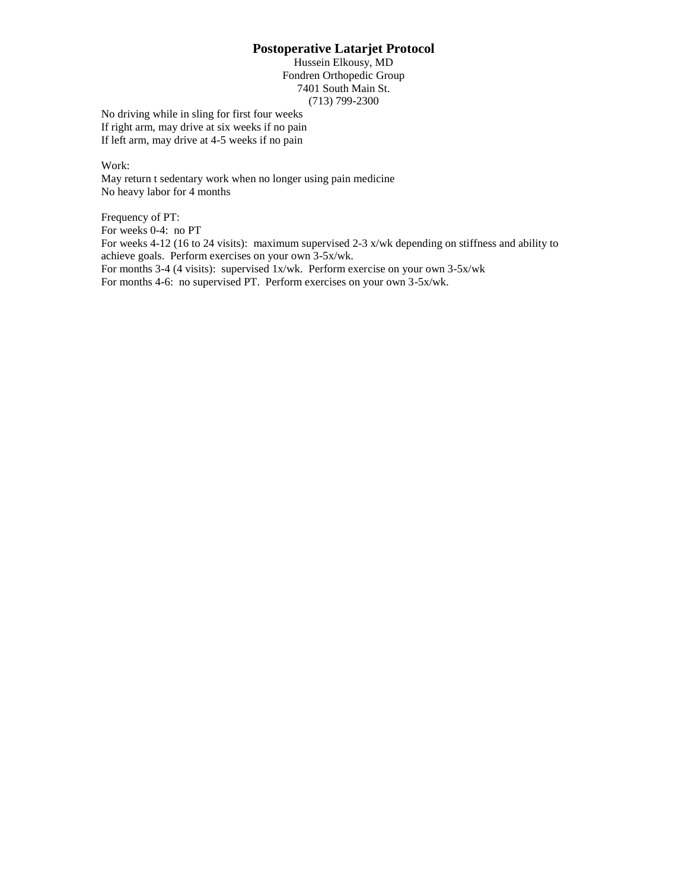# Postoperative Latarjet Protocol

Hussein Elkousy, MD
Fondren Orthopedic Group
7401 South Main St.
(713) 799-2300

No driving while in sling for first four weeks
If right arm, may drive at six weeks if no pain
If left arm, may drive at 4-5 weeks if no pain

Work:
May return t sedentary work when no longer using pain medicine
No heavy labor for 4 months

Frequency of PT:
For weeks 0-4: no PT
For weeks 4-12 (16 to 24 visits): maximum supervised 2-3 x/wk depending on stiffness and ability to achieve goals. Perform exercises on your own 3-5x/wk.
For months 3-4 (4 visits): supervised 1x/wk. Perform exercise on your own 3-5x/wk
For months 4-6: no supervised PT. Perform exercises on your own 3-5x/wk.